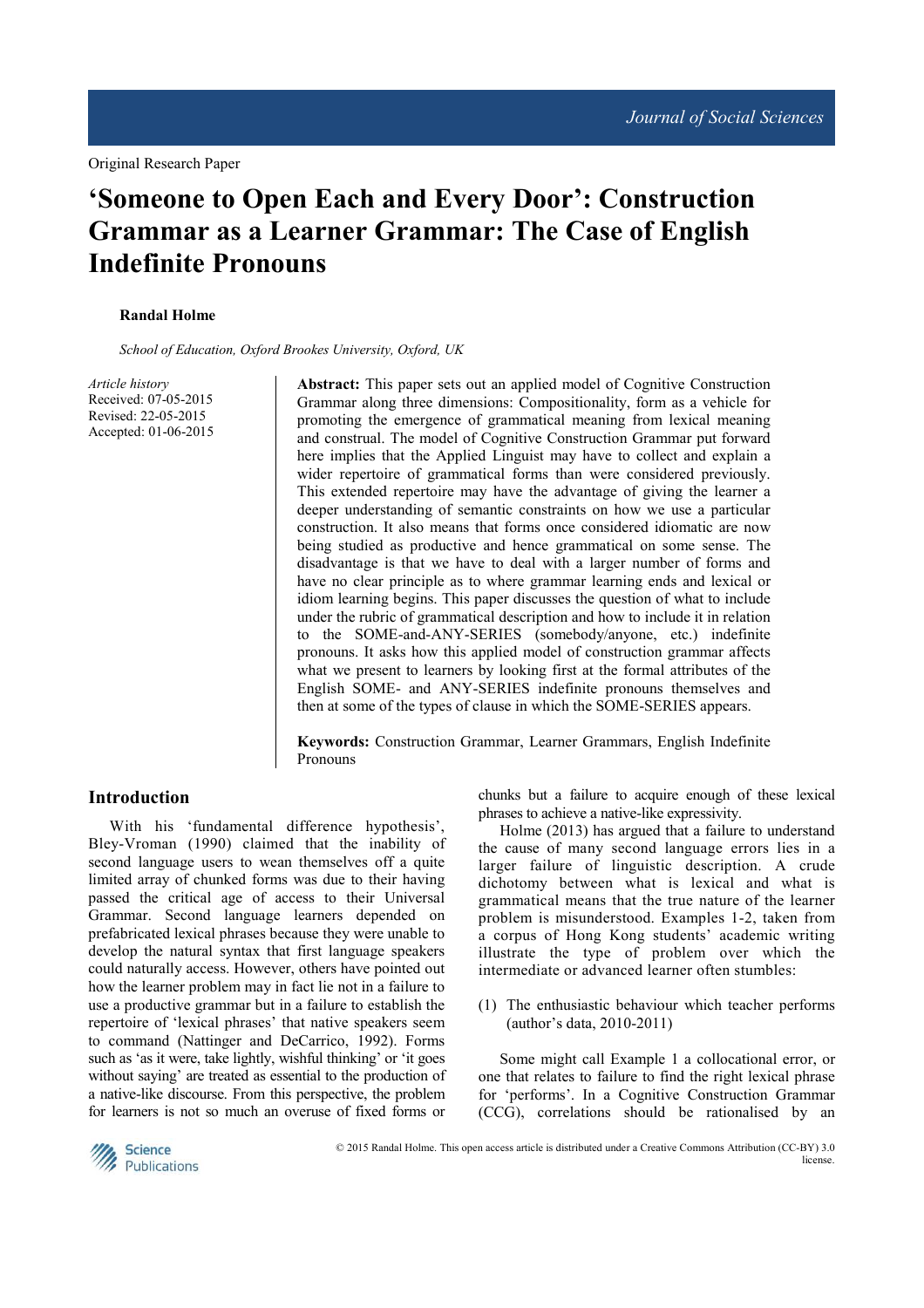Original Research Paper

# 'Someone to Open Each and Every Door': Construction Grammar as a Learner Grammar: The Case of English Indefinite Pronouns

**Randal Holme**

*School of Education, Oxford Brookes University, Oxford, UK*

*Article history*
Received: 07-05-2015
Revised: 22-05-2015
Accepted: 01-06-2015

**Abstract:** This paper sets out an applied model of Cognitive Construction Grammar along three dimensions: Compositionality, form as a vehicle for promoting the emergence of grammatical meaning from lexical meaning and construal. The model of Cognitive Construction Grammar put forward here implies that the Applied Linguist may have to collect and explain a wider repertoire of grammatical forms than were considered previously. This extended repertoire may have the advantage of giving the learner a deeper understanding of semantic constraints on how we use a particular construction. It also means that forms once considered idiomatic are now being studied as productive and hence grammatical on some sense. The disadvantage is that we have to deal with a larger number of forms and have no clear principle as to where grammar learning ends and lexical or idiom learning begins. This paper discusses the question of what to include under the rubric of grammatical description and how to include it in relation to the SOME-and-ANY-SERIES (somebody/anyone, etc.) indefinite pronouns. It asks how this applied model of construction grammar affects what we present to learners by looking first at the formal attributes of the English SOME- and ANY-SERIES indefinite pronouns themselves and then at some of the types of clause in which the SOME-SERIES appears.

**Keywords:** Construction Grammar, Learner Grammars, English Indefinite Pronouns

## Introduction

With his 'fundamental difference hypothesis', Bley-Vroman (1990) claimed that the inability of second language users to wean themselves off a quite limited array of chunked forms was due to their having passed the critical age of access to their Universal Grammar. Second language learners depended on prefabricated lexical phrases because they were unable to develop the natural syntax that first language speakers could naturally access. However, others have pointed out how the learner problem may in fact lie not in a failure to use a productive grammar but in a failure to establish the repertoire of 'lexical phrases' that native speakers seem to command (Nattinger and DeCarrico, 1992). Forms such as 'as it were, take lightly, wishful thinking' or 'it goes without saying' are treated as essential to the production of a native-like discourse. From this perspective, the problem for learners is not so much an overuse of fixed forms or chunks but a failure to acquire enough of these lexical phrases to achieve a native-like expressivity.

Holme (2013) has argued that a failure to understand the cause of many second language errors lies in a larger failure of linguistic description. A crude dichotomy between what is lexical and what is grammatical means that the true nature of the learner problem is misunderstood. Examples 1-2, taken from a corpus of Hong Kong students' academic writing illustrate the type of problem over which the intermediate or advanced learner often stumbles:

(1) The enthusiastic behaviour which teacher performs (author's data, 2010-2011)

Some might call Example 1 a collocational error, or one that relates to failure to find the right lexical phrase for 'performs'. In a Cognitive Construction Grammar (CCG), correlations should be rationalised by an

© 2015 Randal Holme. This open access article is distributed under a Creative Commons Attribution (CC-BY) 3.0 license.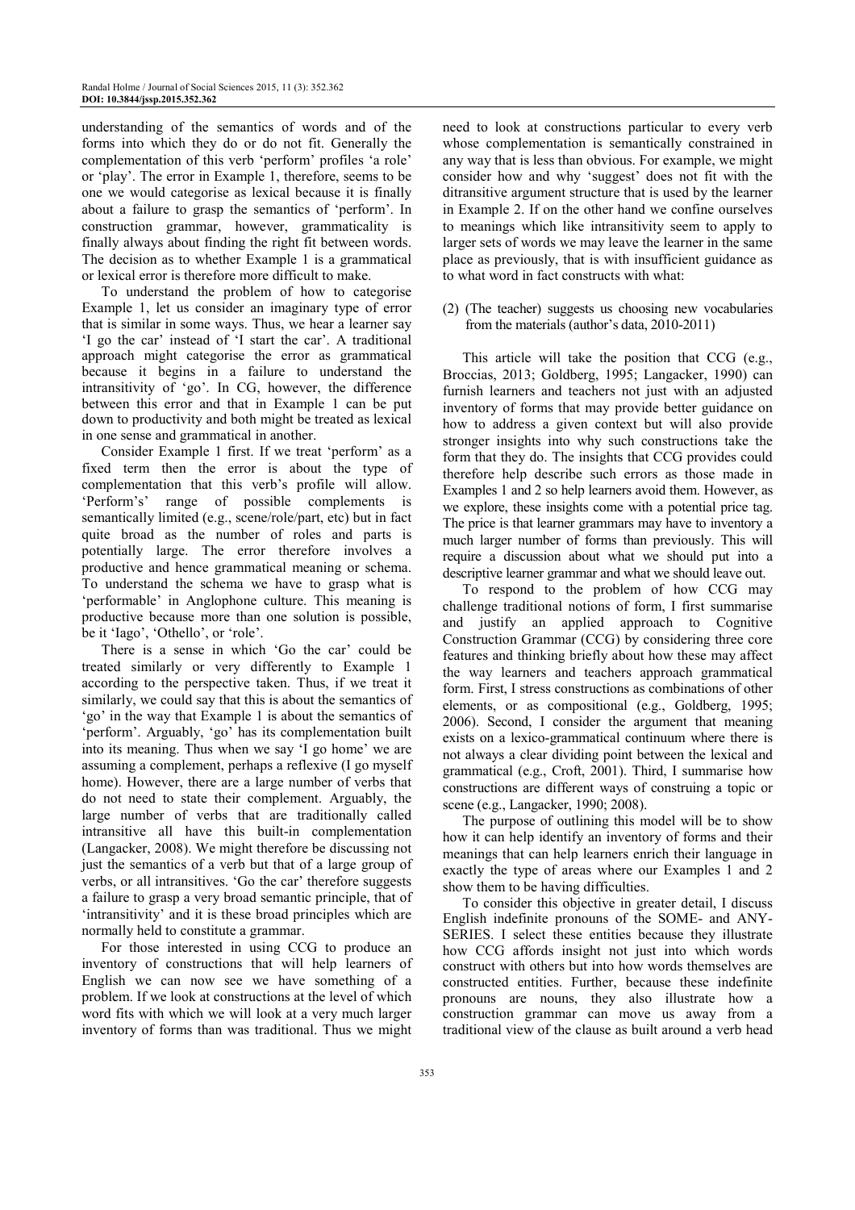understanding of the semantics of words and of the forms into which they do or do not fit. Generally the complementation of this verb 'perform' profiles 'a role' or 'play'. The error in Example 1, therefore, seems to be one we would categorise as lexical because it is finally about a failure to grasp the semantics of 'perform'. In construction grammar, however, grammaticality is finally always about finding the right fit between words. The decision as to whether Example 1 is a grammatical or lexical error is therefore more difficult to make.

To understand the problem of how to categorise Example 1, let us consider an imaginary type of error that is similar in some ways. Thus, we hear a learner say 'I go the car' instead of 'I start the car'. A traditional approach might categorise the error as grammatical because it begins in a failure to understand the intransitivity of 'go'. In CG, however, the difference between this error and that in Example 1 can be put down to productivity and both might be treated as lexical in one sense and grammatical in another.

Consider Example 1 first. If we treat 'perform' as a fixed term then the error is about the type of complementation that this verb's profile will allow. 'Perform's' range of possible complements is semantically limited (e.g., scene/role/part, etc) but in fact quite broad as the number of roles and parts is potentially large. The error therefore involves a productive and hence grammatical meaning or schema. To understand the schema we have to grasp what is 'performable' in Anglophone culture. This meaning is productive because more than one solution is possible, be it 'Iago', 'Othello', or 'role'.

There is a sense in which 'Go the car' could be treated similarly or very differently to Example 1 according to the perspective taken. Thus, if we treat it similarly, we could say that this is about the semantics of 'go' in the way that Example 1 is about the semantics of 'perform'. Arguably, 'go' has its complementation built into its meaning. Thus when we say 'I go home' we are assuming a complement, perhaps a reflexive (I go myself home). However, there are a large number of verbs that do not need to state their complement. Arguably, the large number of verbs that are traditionally called intransitive all have this built-in complementation (Langacker, 2008). We might therefore be discussing not just the semantics of a verb but that of a large group of verbs, or all intransitives. 'Go the car' therefore suggests a failure to grasp a very broad semantic principle, that of 'intransitivity' and it is these broad principles which are normally held to constitute a grammar.

For those interested in using CCG to produce an inventory of constructions that will help learners of English we can now see we have something of a problem. If we look at constructions at the level of which word fits with which we will look at a very much larger inventory of forms than was traditional. Thus we might need to look at constructions particular to every verb whose complementation is semantically constrained in any way that is less than obvious. For example, we might consider how and why 'suggest' does not fit with the ditransitive argument structure that is used by the learner in Example 2. If on the other hand we confine ourselves to meanings which like intransitivity seem to apply to larger sets of words we may leave the learner in the same place as previously, that is with insufficient guidance as to what word in fact constructs with what:

(2) (The teacher) suggests us choosing new vocabularies from the materials (author's data, 2010-2011)

This article will take the position that CCG (e.g., Broccias, 2013; Goldberg, 1995; Langacker, 1990) can furnish learners and teachers not just with an adjusted inventory of forms that may provide better guidance on how to address a given context but will also provide stronger insights into why such constructions take the form that they do. The insights that CCG provides could therefore help describe such errors as those made in Examples 1 and 2 so help learners avoid them. However, as we explore, these insights come with a potential price tag. The price is that learner grammars may have to inventory a much larger number of forms than previously. This will require a discussion about what we should put into a descriptive learner grammar and what we should leave out.

To respond to the problem of how CCG may challenge traditional notions of form, I first summarise and justify an applied approach to Cognitive Construction Grammar (CCG) by considering three core features and thinking briefly about how these may affect the way learners and teachers approach grammatical form. First, I stress constructions as combinations of other elements, or as compositional (e.g., Goldberg, 1995; 2006). Second, I consider the argument that meaning exists on a lexico-grammatical continuum where there is not always a clear dividing point between the lexical and grammatical (e.g., Croft, 2001). Third, I summarise how constructions are different ways of construing a topic or scene (e.g., Langacker, 1990; 2008).

The purpose of outlining this model will be to show how it can help identify an inventory of forms and their meanings that can help learners enrich their language in exactly the type of areas where our Examples 1 and 2 show them to be having difficulties.

To consider this objective in greater detail, I discuss English indefinite pronouns of the SOME- and ANY-SERIES. I select these entities because they illustrate how CCG affords insight not just into which words construct with others but into how words themselves are constructed entities. Further, because these indefinite pronouns are nouns, they also illustrate how a construction grammar can move us away from a traditional view of the clause as built around a verb head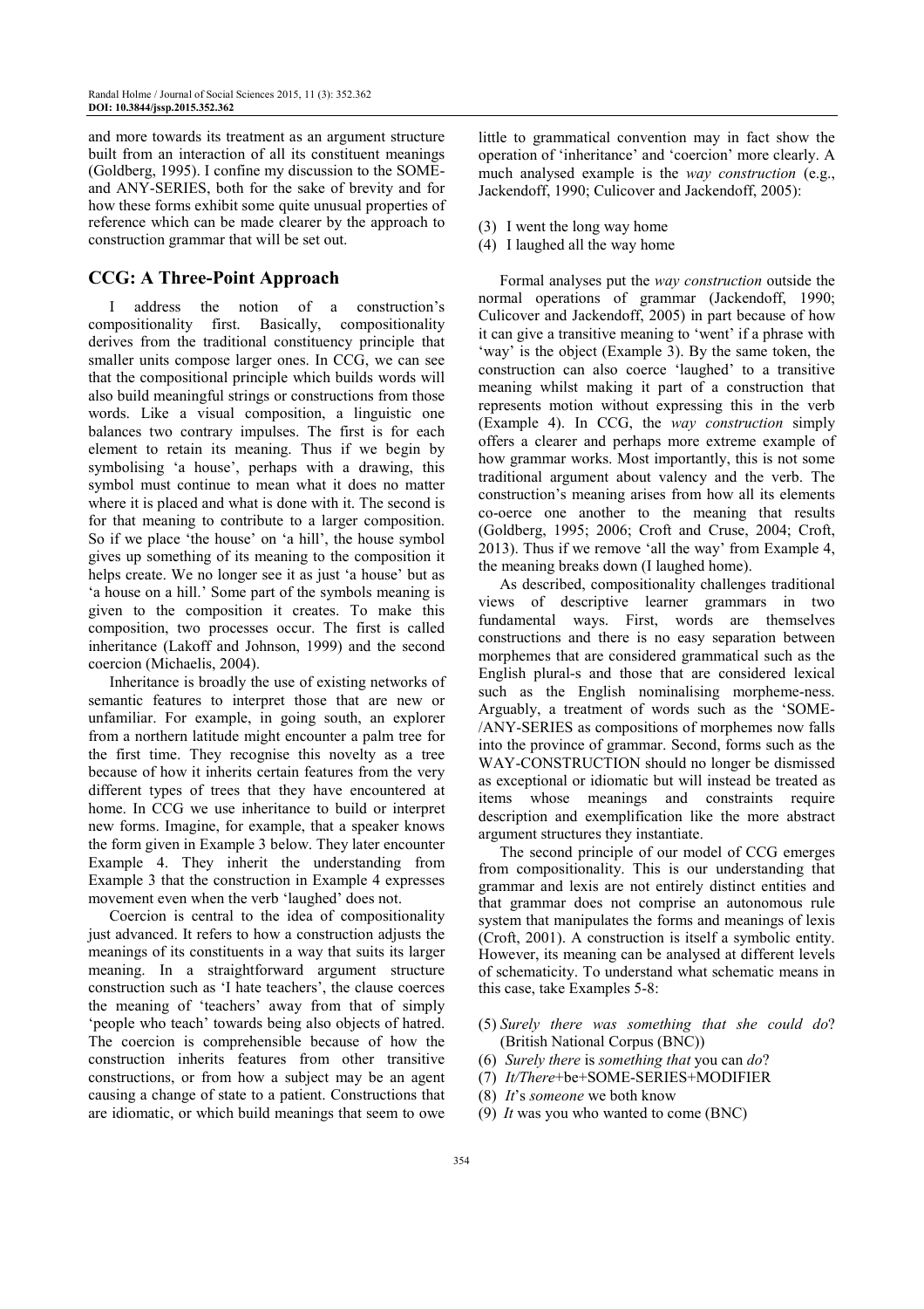and more towards its treatment as an argument structure built from an interaction of all its constituent meanings (Goldberg, 1995). I confine my discussion to the SOME- and ANY-SERIES, both for the sake of brevity and for how these forms exhibit some quite unusual properties of reference which can be made clearer by the approach to construction grammar that will be set out.

## CCG: A Three-Point Approach

I address the notion of a construction's compositionality first. Basically, compositionality derives from the traditional constituency principle that smaller units compose larger ones. In CCG, we can see that the compositional principle which builds words will also build meaningful strings or constructions from those words. Like a visual composition, a linguistic one balances two contrary impulses. The first is for each element to retain its meaning. Thus if we begin by symbolising 'a house', perhaps with a drawing, this symbol must continue to mean what it does no matter where it is placed and what is done with it. The second is for that meaning to contribute to a larger composition. So if we place 'the house' on 'a hill', the house symbol gives up something of its meaning to the composition it helps create. We no longer see it as just 'a house' but as 'a house on a hill.' Some part of the symbols meaning is given to the composition it creates. To make this composition, two processes occur. The first is called inheritance (Lakoff and Johnson, 1999) and the second coercion (Michaelis, 2004).

Inheritance is broadly the use of existing networks of semantic features to interpret those that are new or unfamiliar. For example, in going south, an explorer from a northern latitude might encounter a palm tree for the first time. They recognise this novelty as a tree because of how it inherits certain features from the very different types of trees that they have encountered at home. In CCG we use inheritance to build or interpret new forms. Imagine, for example, that a speaker knows the form given in Example 3 below. They later encounter Example 4. They inherit the understanding from Example 3 that the construction in Example 4 expresses movement even when the verb 'laughed' does not.

Coercion is central to the idea of compositionality just advanced. It refers to how a construction adjusts the meanings of its constituents in a way that suits its larger meaning. In a straightforward argument structure construction such as 'I hate teachers', the clause coerces the meaning of 'teachers' away from that of simply 'people who teach' towards being also objects of hatred. The coercion is comprehensible because of how the construction inherits features from other transitive constructions, or from how a subject may be an agent causing a change of state to a patient. Constructions that are idiomatic, or which build meanings that seem to owe little to grammatical convention may in fact show the operation of 'inheritance' and 'coercion' more clearly. A much analysed example is the *way construction* (e.g., Jackendoff, 1990; Culicover and Jackendoff, 2005):

(3) I went the long way home
(4) I laughed all the way home

Formal analyses put the *way construction* outside the normal operations of grammar (Jackendoff, 1990; Culicover and Jackendoff, 2005) in part because of how it can give a transitive meaning to 'went' if a phrase with 'way' is the object (Example 3). By the same token, the construction can also coerce 'laughed' to a transitive meaning whilst making it part of a construction that represents motion without expressing this in the verb (Example 4). In CCG, the *way construction* simply offers a clearer and perhaps more extreme example of how grammar works. Most importantly, this is not some traditional argument about valency and the verb. The construction's meaning arises from how all its elements co-oerce one another to the meaning that results (Goldberg, 1995; 2006; Croft and Cruse, 2004; Croft, 2013). Thus if we remove 'all the way' from Example 4, the meaning breaks down (I laughed home).

As described, compositionality challenges traditional views of descriptive learner grammars in two fundamental ways. First, words are themselves constructions and there is no easy separation between morphemes that are considered grammatical such as the English plural-s and those that are considered lexical such as the English nominalising morpheme-ness. Arguably, a treatment of words such as the 'SOME-/ANY-SERIES as compositions of morphemes now falls into the province of grammar. Second, forms such as the WAY-CONSTRUCTION should no longer be dismissed as exceptional or idiomatic but will instead be treated as items whose meanings and constraints require description and exemplification like the more abstract argument structures they instantiate.

The second principle of our model of CCG emerges from compositionality. This is our understanding that grammar and lexis are not entirely distinct entities and that grammar does not comprise an autonomous rule system that manipulates the forms and meanings of lexis (Croft, 2001). A construction is itself a symbolic entity. However, its meaning can be analysed at different levels of schematicity. To understand what schematic means in this case, take Examples 5-8:

(5) *Surely there was something that she could do*? (British National Corpus (BNC))
(6) *Surely there* is *something that* you can *do*?
(7) *It/There*+be+SOME-SERIES+MODIFIER
(8) *It*'s *someone* we both know
(9) *It* was you who wanted to come (BNC)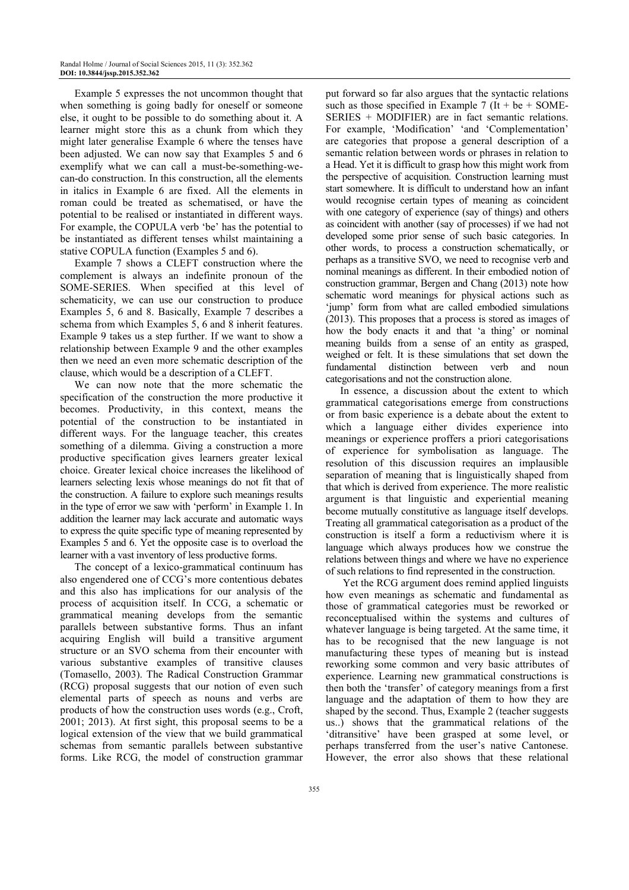Example 5 expresses the not uncommon thought that when something is going badly for oneself or someone else, it ought to be possible to do something about it. A learner might store this as a chunk from which they might later generalise Example 6 where the tenses have been adjusted. We can now say that Examples 5 and 6 exemplify what we can call a must-be-something-we-can-do construction. In this construction, all the elements in italics in Example 6 are fixed. All the elements in roman could be treated as schematised, or have the potential to be realised or instantiated in different ways. For example, the COPULA verb 'be' has the potential to be instantiated as different tenses whilst maintaining a stative COPULA function (Examples 5 and 6).

Example 7 shows a CLEFT construction where the complement is always an indefinite pronoun of the SOME-SERIES. When specified at this level of schematicity, we can use our construction to produce Examples 5, 6 and 8. Basically, Example 7 describes a schema from which Examples 5, 6 and 8 inherit features. Example 9 takes us a step further. If we want to show a relationship between Example 9 and the other examples then we need an even more schematic description of the clause, which would be a description of a CLEFT.

We can now note that the more schematic the specification of the construction the more productive it becomes. Productivity, in this context, means the potential of the construction to be instantiated in different ways. For the language teacher, this creates something of a dilemma. Giving a construction a more productive specification gives learners greater lexical choice. Greater lexical choice increases the likelihood of learners selecting lexis whose meanings do not fit that of the construction. A failure to explore such meanings results in the type of error we saw with 'perform' in Example 1. In addition the learner may lack accurate and automatic ways to express the quite specific type of meaning represented by Examples 5 and 6. Yet the opposite case is to overload the learner with a vast inventory of less productive forms.

The concept of a lexico-grammatical continuum has also engendered one of CCG's more contentious debates and this also has implications for our analysis of the process of acquisition itself. In CCG, a schematic or grammatical meaning develops from the semantic parallels between substantive forms. Thus an infant acquiring English will build a transitive argument structure or an SVO schema from their encounter with various substantive examples of transitive clauses (Tomasello, 2003). The Radical Construction Grammar (RCG) proposal suggests that our notion of even such elemental parts of speech as nouns and verbs are products of how the construction uses words (e.g., Croft, 2001; 2013). At first sight, this proposal seems to be a logical extension of the view that we build grammatical schemas from semantic parallels between substantive forms. Like RCG, the model of construction grammar put forward so far also argues that the syntactic relations such as those specified in Example 7 (It + be + SOME-SERIES + MODIFIER) are in fact semantic relations. For example, 'Modification' 'and 'Complementation' are categories that propose a general description of a semantic relation between words or phrases in relation to a Head. Yet it is difficult to grasp how this might work from the perspective of acquisition. Construction learning must start somewhere. It is difficult to understand how an infant would recognise certain types of meaning as coincident with one category of experience (say of things) and others as coincident with another (say of processes) if we had not developed some prior sense of such basic categories. In other words, to process a construction schematically, or perhaps as a transitive SVO, we need to recognise verb and nominal meanings as different. In their embodied notion of construction grammar, Bergen and Chang (2013) note how schematic word meanings for physical actions such as 'jump' form from what are called embodied simulations (2013). This proposes that a process is stored as images of how the body enacts it and that 'a thing' or nominal meaning builds from a sense of an entity as grasped, weighed or felt. It is these simulations that set down the fundamental distinction between verb and noun categorisations and not the construction alone.

In essence, a discussion about the extent to which grammatical categorisations emerge from constructions or from basic experience is a debate about the extent to which a language either divides experience into meanings or experience proffers a priori categorisations of experience for symbolisation as language. The resolution of this discussion requires an implausible separation of meaning that is linguistically shaped from that which is derived from experience. The more realistic argument is that linguistic and experiential meaning become mutually constitutive as language itself develops. Treating all grammatical categorisation as a product of the construction is itself a form a reductivism where it is language which always produces how we construe the relations between things and where we have no experience of such relations to find represented in the construction.

Yet the RCG argument does remind applied linguists how even meanings as schematic and fundamental as those of grammatical categories must be reworked or reconceptualised within the systems and cultures of whatever language is being targeted. At the same time, it has to be recognised that the new language is not manufacturing these types of meaning but is instead reworking some common and very basic attributes of experience. Learning new grammatical constructions is then both the 'transfer' of category meanings from a first language and the adaptation of them to how they are shaped by the second. Thus, Example 2 (teacher suggests us..) shows that the grammatical relations of the 'ditransitive' have been grasped at some level, or perhaps transferred from the user's native Cantonese. However, the error also shows that these relational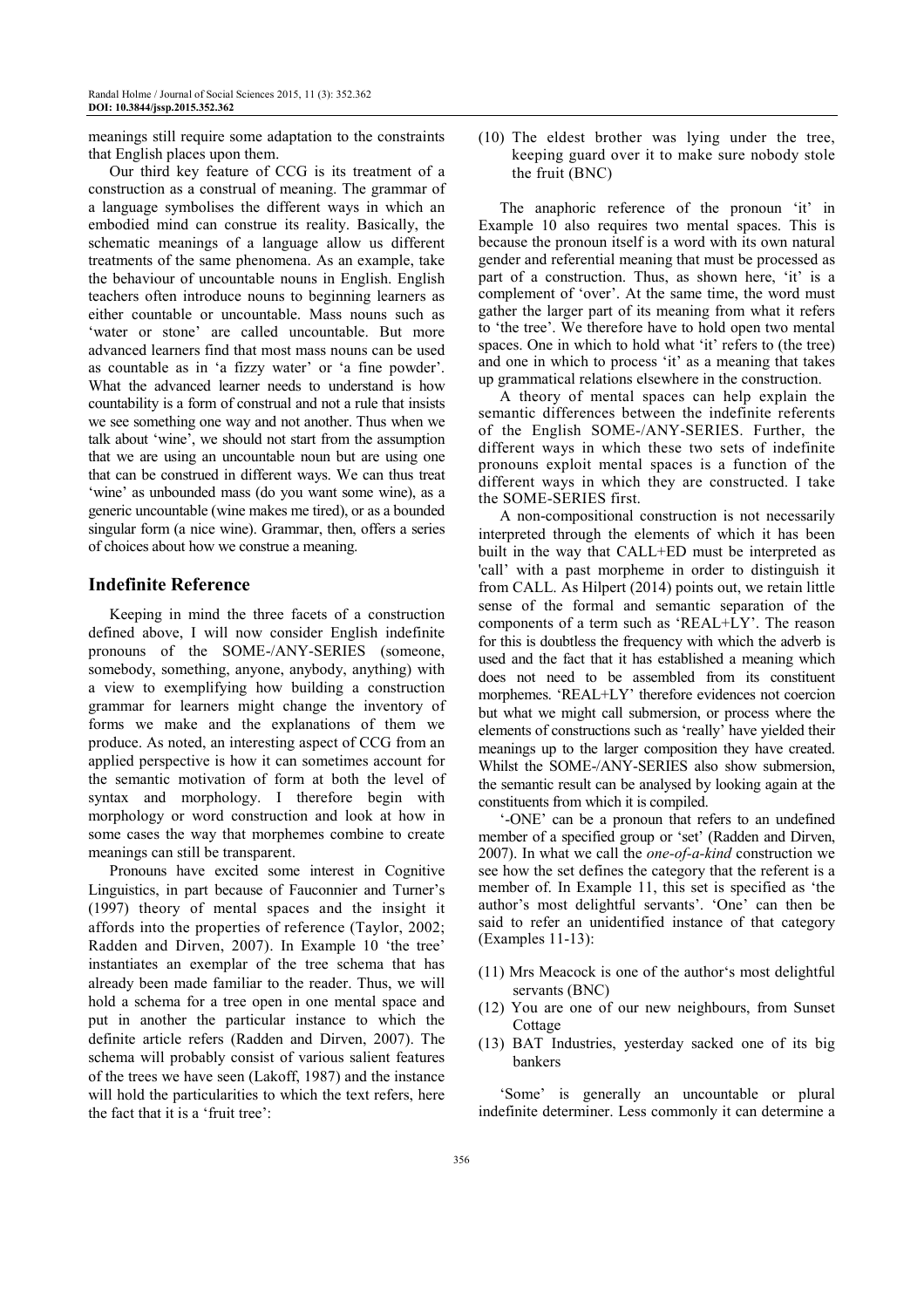meanings still require some adaptation to the constraints that English places upon them.

Our third key feature of CCG is its treatment of a construction as a construal of meaning. The grammar of a language symbolises the different ways in which an embodied mind can construe its reality. Basically, the schematic meanings of a language allow us different treatments of the same phenomena. As an example, take the behaviour of uncountable nouns in English. English teachers often introduce nouns to beginning learners as either countable or uncountable. Mass nouns such as 'water or stone' are called uncountable. But more advanced learners find that most mass nouns can be used as countable as in 'a fizzy water' or 'a fine powder'. What the advanced learner needs to understand is how countability is a form of construal and not a rule that insists we see something one way and not another. Thus when we talk about 'wine', we should not start from the assumption that we are using an uncountable noun but are using one that can be construed in different ways. We can thus treat 'wine' as unbounded mass (do you want some wine), as a generic uncountable (wine makes me tired), or as a bounded singular form (a nice wine). Grammar, then, offers a series of choices about how we construe a meaning.

## Indefinite Reference

Keeping in mind the three facets of a construction defined above, I will now consider English indefinite pronouns of the SOME-/ANY-SERIES (someone, somebody, something, anyone, anybody, anything) with a view to exemplifying how building a construction grammar for learners might change the inventory of forms we make and the explanations of them we produce. As noted, an interesting aspect of CCG from an applied perspective is how it can sometimes account for the semantic motivation of form at both the level of syntax and morphology. I therefore begin with morphology or word construction and look at how in some cases the way that morphemes combine to create meanings can still be transparent.

Pronouns have excited some interest in Cognitive Linguistics, in part because of Fauconnier and Turner's (1997) theory of mental spaces and the insight it affords into the properties of reference (Taylor, 2002; Radden and Dirven, 2007). In Example 10 'the tree' instantiates an exemplar of the tree schema that has already been made familiar to the reader. Thus, we will hold a schema for a tree open in one mental space and put in another the particular instance to which the definite article refers (Radden and Dirven, 2007). The schema will probably consist of various salient features of the trees we have seen (Lakoff, 1987) and the instance will hold the particularities to which the text refers, here the fact that it is a 'fruit tree':

(10) The eldest brother was lying under the tree, keeping guard over it to make sure nobody stole the fruit (BNC)

The anaphoric reference of the pronoun 'it' in Example 10 also requires two mental spaces. This is because the pronoun itself is a word with its own natural gender and referential meaning that must be processed as part of a construction. Thus, as shown here, 'it' is a complement of 'over'. At the same time, the word must gather the larger part of its meaning from what it refers to 'the tree'. We therefore have to hold open two mental spaces. One in which to hold what 'it' refers to (the tree) and one in which to process 'it' as a meaning that takes up grammatical relations elsewhere in the construction.

A theory of mental spaces can help explain the semantic differences between the indefinite referents of the English SOME-/ANY-SERIES. Further, the different ways in which these two sets of indefinite pronouns exploit mental spaces is a function of the different ways in which they are constructed. I take the SOME-SERIES first.

A non-compositional construction is not necessarily interpreted through the elements of which it has been built in the way that CALL+ED must be interpreted as 'call' with a past morpheme in order to distinguish it from CALL. As Hilpert (2014) points out, we retain little sense of the formal and semantic separation of the components of a term such as 'REAL+LY'. The reason for this is doubtless the frequency with which the adverb is used and the fact that it has established a meaning which does not need to be assembled from its constituent morphemes. 'REAL+LY' therefore evidences not coercion but what we might call submersion, or process where the elements of constructions such as 'really' have yielded their meanings up to the larger composition they have created. Whilst the SOME-/ANY-SERIES also show submersion, the semantic result can be analysed by looking again at the constituents from which it is compiled.

'-ONE' can be a pronoun that refers to an undefined member of a specified group or 'set' (Radden and Dirven, 2007). In what we call the *one-of-a-kind* construction we see how the set defines the category that the referent is a member of. In Example 11, this set is specified as 'the author's most delightful servants'. 'One' can then be said to refer an unidentified instance of that category (Examples 11-13):

(11) Mrs Meacock is one of the author's most delightful servants (BNC)
(12) You are one of our new neighbours, from Sunset Cottage
(13) BAT Industries, yesterday sacked one of its big bankers

'Some' is generally an uncountable or plural indefinite determiner. Less commonly it can determine a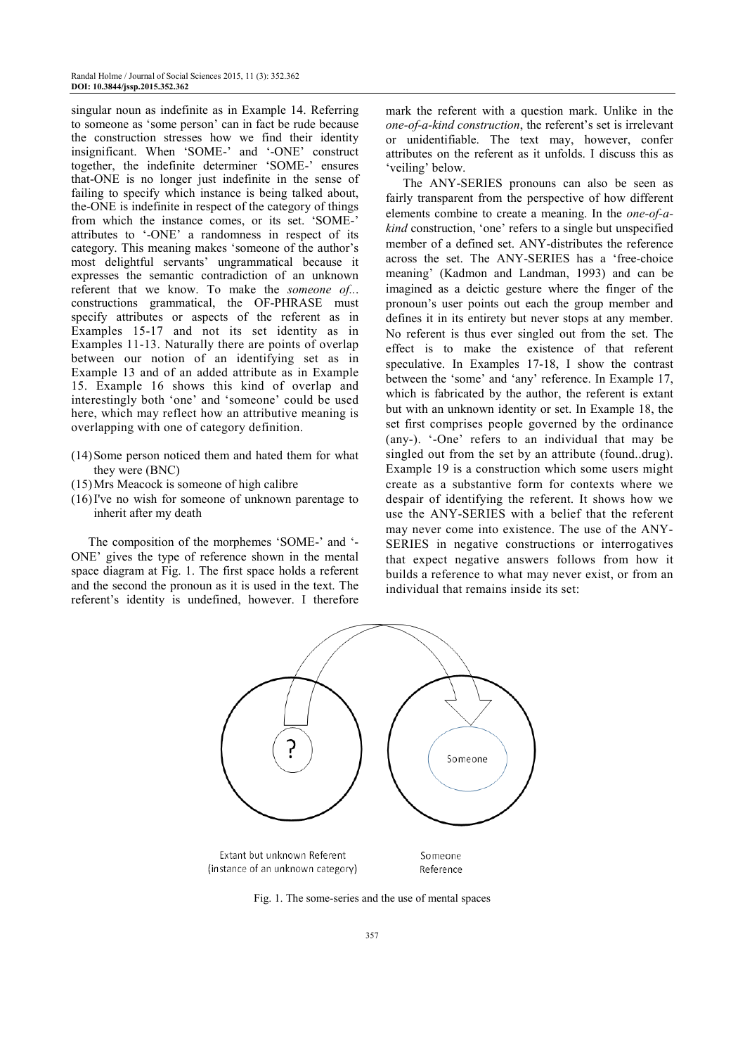singular noun as indefinite as in Example 14. Referring to someone as 'some person' can in fact be rude because the construction stresses how we find their identity insignificant. When 'SOME-' and '-ONE' construct together, the indefinite determiner 'SOME-' ensures that-ONE is no longer just indefinite in the sense of failing to specify which instance is being talked about, the-ONE is indefinite in respect of the category of things from which the instance comes, or its set. 'SOME-' attributes to '-ONE' a randomness in respect of its category. This meaning makes 'someone of the author's most delightful servants' ungrammatical because it expresses the semantic contradiction of an unknown referent that we know. To make the *someone of...* constructions grammatical, the OF-PHRASE must specify attributes or aspects of the referent as in Examples 15-17 and not its set identity as in Examples 11-13. Naturally there are points of overlap between our notion of an identifying set as in Example 13 and of an added attribute as in Example 15. Example 16 shows this kind of overlap and interestingly both 'one' and 'someone' could be used here, which may reflect how an attributive meaning is overlapping with one of category definition.

(14) Some person noticed them and hated them for what they were (BNC)
(15) Mrs Meacock is someone of high calibre
(16) I've no wish for someone of unknown parentage to inherit after my death

The composition of the morphemes 'SOME-' and '-ONE' gives the type of reference shown in the mental space diagram at Fig. 1. The first space holds a referent and the second the pronoun as it is used in the text. The referent's identity is undefined, however. I therefore mark the referent with a question mark. Unlike in the *one-of-a-kind construction*, the referent's set is irrelevant or unidentifiable. The text may, however, confer attributes on the referent as it unfolds. I discuss this as 'veiling' below.

The ANY-SERIES pronouns can also be seen as fairly transparent from the perspective of how different elements combine to create a meaning. In the *one-of-a-kind* construction, 'one' refers to a single but unspecified member of a defined set. ANY-distributes the reference across the set. The ANY-SERIES has a 'free-choice meaning' (Kadmon and Landman, 1993) and can be imagined as a deictic gesture where the finger of the pronoun's user points out each the group member and defines it in its entirety but never stops at any member. No referent is thus ever singled out from the set. The effect is to make the existence of that referent speculative. In Examples 17-18, I show the contrast between the 'some' and 'any' reference. In Example 17, which is fabricated by the author, the referent is extant but with an unknown identity or set. In Example 18, the set first comprises people governed by the ordinance (any-). '-One' refers to an individual that may be singled out from the set by an attribute (found..drug). Example 19 is a construction which some users might create as a substantive form for contexts where we despair of identifying the referent. It shows how we use the ANY-SERIES with a belief that the referent may never come into existence. The use of the ANY-SERIES in negative constructions or interrogatives that expect negative answers follows from how it builds a reference to what may never exist, or from an individual that remains inside its set:

Fig. 1. The some-series and the use of mental spaces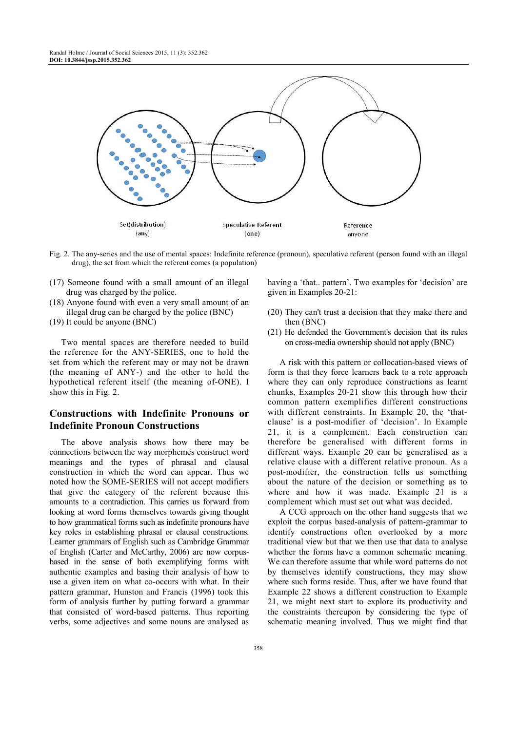Set(distribution) (any) Speculative Referent (one) Reference anyone

Fig. 2. The any-series and the use of mental spaces: Indefinite reference (pronoun), speculative referent (person found with an illegal drug), the set from which the referent comes (a population)

(17) Someone found with a small amount of an illegal drug was charged by the police.
(18) Anyone found with even a very small amount of an illegal drug can be charged by the police (BNC)
(19) It could be anyone (BNC)

Two mental spaces are therefore needed to build the reference for the ANY-SERIES, one to hold the set from which the referent may or may not be drawn (the meaning of ANY-) and the other to hold the hypothetical referent itself (the meaning of-ONE). I show this in Fig. 2.

## Constructions with Indefinite Pronouns or Indefinite Pronoun Constructions

The above analysis shows how there may be connections between the way morphemes construct word meanings and the types of phrasal and clausal construction in which the word can appear. Thus we noted how the SOME-SERIES will not accept modifiers that give the category of the referent because this amounts to a contradiction. This carries us forward from looking at word forms themselves towards giving thought to how grammatical forms such as indefinite pronouns have key roles in establishing phrasal or clausal constructions. Learner grammars of English such as Cambridge Grammar of English (Carter and McCarthy, 2006) are now corpus-based in the sense of both exemplifying forms with authentic examples and basing their analysis of how to use a given item on what co-occurs with what. In their pattern grammar, Hunston and Francis (1996) took this form of analysis further by putting forward a grammar that consisted of word-based patterns. Thus reporting verbs, some adjectives and some nouns are analysed as having a 'that.. pattern'. Two examples for 'decision' are given in Examples 20-21:

(20) They can't trust a decision that they make there and then (BNC)
(21) He defended the Government's decision that its rules on cross-media ownership should not apply (BNC)

A risk with this pattern or collocation-based views of form is that they force learners back to a rote approach where they can only reproduce constructions as learnt chunks, Examples 20-21 show this through how their common pattern exemplifies different constructions with different constraints. In Example 20, the 'that-clause' is a post-modifier of 'decision'. In Example 21, it is a complement. Each construction can therefore be generalised with different forms in different ways. Example 20 can be generalised as a relative clause with a different relative pronoun. As a post-modifier, the construction tells us something about the nature of the decision or something as to where and how it was made. Example 21 is a complement which must set out what was decided.

A CCG approach on the other hand suggests that we exploit the corpus based-analysis of pattern-grammar to identify constructions often overlooked by a more traditional view but that we then use that data to analyse whether the forms have a common schematic meaning. We can therefore assume that while word patterns do not by themselves identify constructions, they may show where such forms reside. Thus, after we have found that Example 22 shows a different construction to Example 21, we might next start to explore its productivity and the constraints thereupon by considering the type of schematic meaning involved. Thus we might find that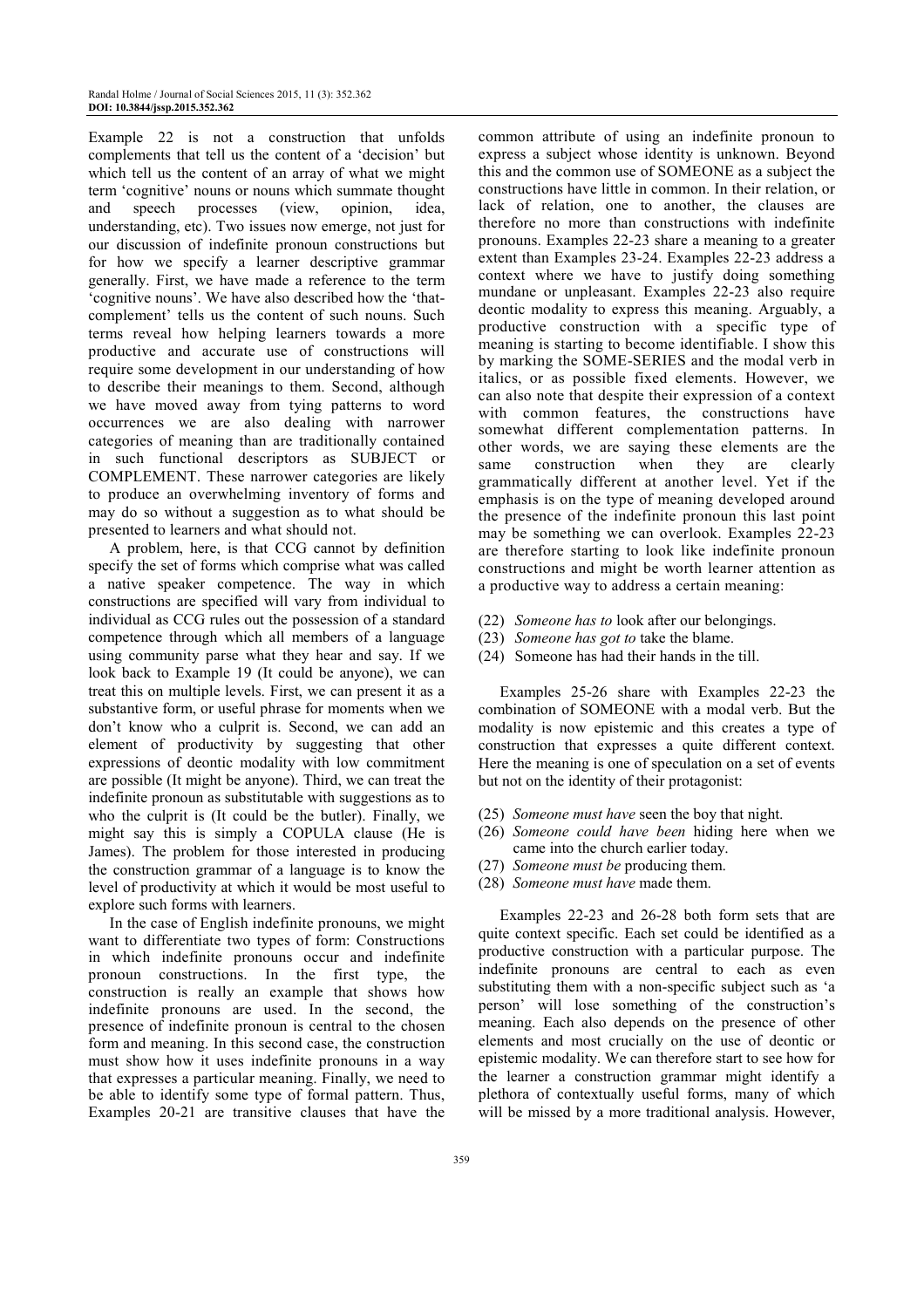Example 22 is not a construction that unfolds complements that tell us the content of a 'decision' but which tell us the content of an array of what we might term 'cognitive' nouns or nouns which summate thought and speech processes (view, opinion, idea, understanding, etc). Two issues now emerge, not just for our discussion of indefinite pronoun constructions but for how we specify a learner descriptive grammar generally. First, we have made a reference to the term 'cognitive nouns'. We have also described how the 'that-complement' tells us the content of such nouns. Such terms reveal how helping learners towards a more productive and accurate use of constructions will require some development in our understanding of how to describe their meanings to them. Second, although we have moved away from tying patterns to word occurrences we are also dealing with narrower categories of meaning than are traditionally contained in such functional descriptors as SUBJECT or COMPLEMENT. These narrower categories are likely to produce an overwhelming inventory of forms and may do so without a suggestion as to what should be presented to learners and what should not.

A problem, here, is that CCG cannot by definition specify the set of forms which comprise what was called a native speaker competence. The way in which constructions are specified will vary from individual to individual as CCG rules out the possession of a standard competence through which all members of a language using community parse what they hear and say. If we look back to Example 19 (It could be anyone), we can treat this on multiple levels. First, we can present it as a substantive form, or useful phrase for moments when we don't know who a culprit is. Second, we can add an element of productivity by suggesting that other expressions of deontic modality with low commitment are possible (It might be anyone). Third, we can treat the indefinite pronoun as substitutable with suggestions as to who the culprit is (It could be the butler). Finally, we might say this is simply a COPULA clause (He is James). The problem for those interested in producing the construction grammar of a language is to know the level of productivity at which it would be most useful to explore such forms with learners.

In the case of English indefinite pronouns, we might want to differentiate two types of form: Constructions in which indefinite pronouns occur and indefinite pronoun constructions. In the first type, the construction is really an example that shows how indefinite pronouns are used. In the second, the presence of indefinite pronoun is central to the chosen form and meaning. In this second case, the construction must show how it uses indefinite pronouns in a way that expresses a particular meaning. Finally, we need to be able to identify some type of formal pattern. Thus, Examples 20-21 are transitive clauses that have the common attribute of using an indefinite pronoun to express a subject whose identity is unknown. Beyond this and the common use of SOMEONE as a subject the constructions have little in common. In their relation, or lack of relation, one to another, the clauses are therefore no more than constructions with indefinite pronouns. Examples 22-23 share a meaning to a greater extent than Examples 23-24. Examples 22-23 address a context where we have to justify doing something mundane or unpleasant. Examples 22-23 also require deontic modality to express this meaning. Arguably, a productive construction with a specific type of meaning is starting to become identifiable. I show this by marking the SOME-SERIES and the modal verb in italics, or as possible fixed elements. However, we can also note that despite their expression of a context with common features, the constructions have somewhat different complementation patterns. In other words, we are saying these elements are the same construction when they are clearly grammatically different at another level. Yet if the emphasis is on the type of meaning developed around the presence of the indefinite pronoun this last point may be something we can overlook. Examples 22-23 are therefore starting to look like indefinite pronoun constructions and might be worth learner attention as a productive way to address a certain meaning:

(22) *Someone has to* look after our belongings.
(23) *Someone has got to* take the blame.
(24) Someone has had their hands in the till.

Examples 25-26 share with Examples 22-23 the combination of SOMEONE with a modal verb. But the modality is now epistemic and this creates a type of construction that expresses a quite different context. Here the meaning is one of speculation on a set of events but not on the identity of their protagonist:

(25) *Someone must have* seen the boy that night.
(26) *Someone could have been* hiding here when we came into the church earlier today.
(27) *Someone must be* producing them.
(28) *Someone must have* made them.

Examples 22-23 and 26-28 both form sets that are quite context specific. Each set could be identified as a productive construction with a particular purpose. The indefinite pronouns are central to each as even substituting them with a non-specific subject such as 'a person' will lose something of the construction's meaning. Each also depends on the presence of other elements and most crucially on the use of deontic or epistemic modality. We can therefore start to see how for the learner a construction grammar might identify a plethora of contextually useful forms, many of which will be missed by a more traditional analysis. However,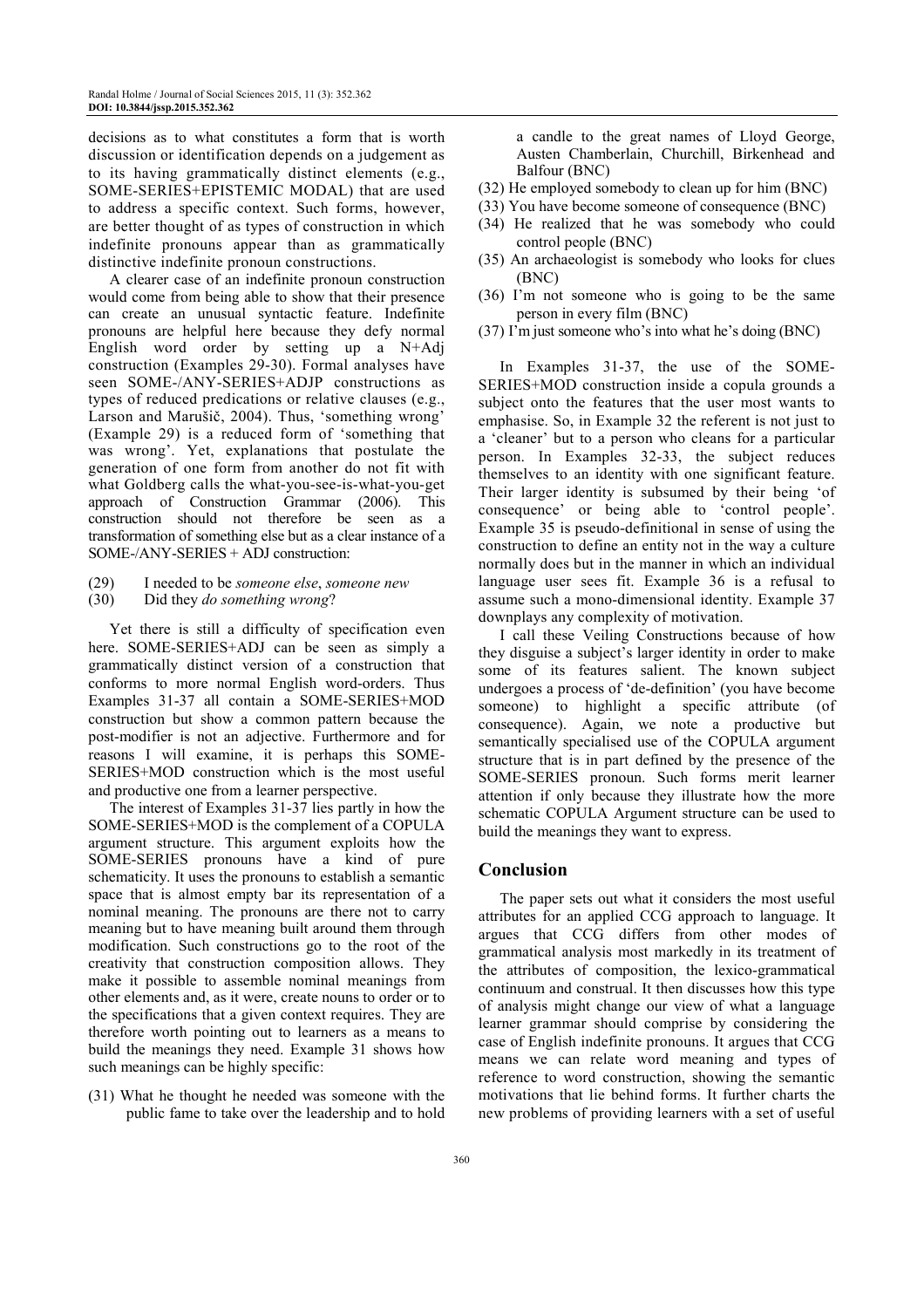decisions as to what constitutes a form that is worth discussion or identification depends on a judgement as to its having grammatically distinct elements (e.g., SOME-SERIES+EPISTEMIC MODAL) that are used to address a specific context. Such forms, however, are better thought of as types of construction in which indefinite pronouns appear than as grammatically distinctive indefinite pronoun constructions.

A clearer case of an indefinite pronoun construction would come from being able to show that their presence can create an unusual syntactic feature. Indefinite pronouns are helpful here because they defy normal English word order by setting up a N+Adj construction (Examples 29-30). Formal analyses have seen SOME-/ANY-SERIES+ADJP constructions as types of reduced predications or relative clauses (e.g., Larson and Marušič, 2004). Thus, 'something wrong' (Example 29) is a reduced form of 'something that was wrong'. Yet, explanations that postulate the generation of one form from another do not fit with what Goldberg calls the what-you-see-is-what-you-get approach of Construction Grammar (2006). This construction should not therefore be seen as a transformation of something else but as a clear instance of a SOME-/ANY-SERIES + ADJ construction:

(29) I needed to be *someone else*, *someone new*
(30) Did they *do something wrong*?

Yet there is still a difficulty of specification even here. SOME-SERIES+ADJ can be seen as simply a grammatically distinct version of a construction that conforms to more normal English word-orders. Thus Examples 31-37 all contain a SOME-SERIES+MOD construction but show a common pattern because the post-modifier is not an adjective. Furthermore and for reasons I will examine, it is perhaps this SOME-SERIES+MOD construction which is the most useful and productive one from a learner perspective.

The interest of Examples 31-37 lies partly in how the SOME-SERIES+MOD is the complement of a COPULA argument structure. This argument exploits how the SOME-SERIES pronouns have a kind of pure schematicity. It uses the pronouns to establish a semantic space that is almost empty bar its representation of a nominal meaning. The pronouns are there not to carry meaning but to have meaning built around them through modification. Such constructions go to the root of the creativity that construction composition allows. They make it possible to assemble nominal meanings from other elements and, as it were, create nouns to order or to the specifications that a given context requires. They are therefore worth pointing out to learners as a means to build the meanings they need. Example 31 shows how such meanings can be highly specific:

(31) What he thought he needed was someone with the public fame to take over the leadership and to hold a candle to the great names of Lloyd George, Austen Chamberlain, Churchill, Birkenhead and Balfour (BNC)
(32) He employed somebody to clean up for him (BNC)
(33) You have become someone of consequence (BNC)
(34) He realized that he was somebody who could control people (BNC)
(35) An archaeologist is somebody who looks for clues (BNC)
(36) I'm not someone who is going to be the same person in every film (BNC)
(37) I'm just someone who's into what he's doing (BNC)

In Examples 31-37, the use of the SOME-SERIES+MOD construction inside a copula grounds a subject onto the features that the user most wants to emphasise. So, in Example 32 the referent is not just to a 'cleaner' but to a person who cleans for a particular person. In Examples 32-33, the subject reduces themselves to an identity with one significant feature. Their larger identity is subsumed by their being 'of consequence' or being able to 'control people'. Example 35 is pseudo-definitional in sense of using the construction to define an entity not in the way a culture normally does but in the manner in which an individual language user sees fit. Example 36 is a refusal to assume such a mono-dimensional identity. Example 37 downplays any complexity of motivation.

I call these Veiling Constructions because of how they disguise a subject's larger identity in order to make some of its features salient. The known subject undergoes a process of 'de-definition' (you have become someone) to highlight a specific attribute (of consequence). Again, we note a productive but semantically specialised use of the COPULA argument structure that is in part defined by the presence of the SOME-SERIES pronoun. Such forms merit learner attention if only because they illustrate how the more schematic COPULA Argument structure can be used to build the meanings they want to express.

## Conclusion

The paper sets out what it considers the most useful attributes for an applied CCG approach to language. It argues that CCG differs from other modes of grammatical analysis most markedly in its treatment of the attributes of composition, the lexico-grammatical continuum and construal. It then discusses how this type of analysis might change our view of what a language learner grammar should comprise by considering the case of English indefinite pronouns. It argues that CCG means we can relate word meaning and types of reference to word construction, showing the semantic motivations that lie behind forms. It further charts the new problems of providing learners with a set of useful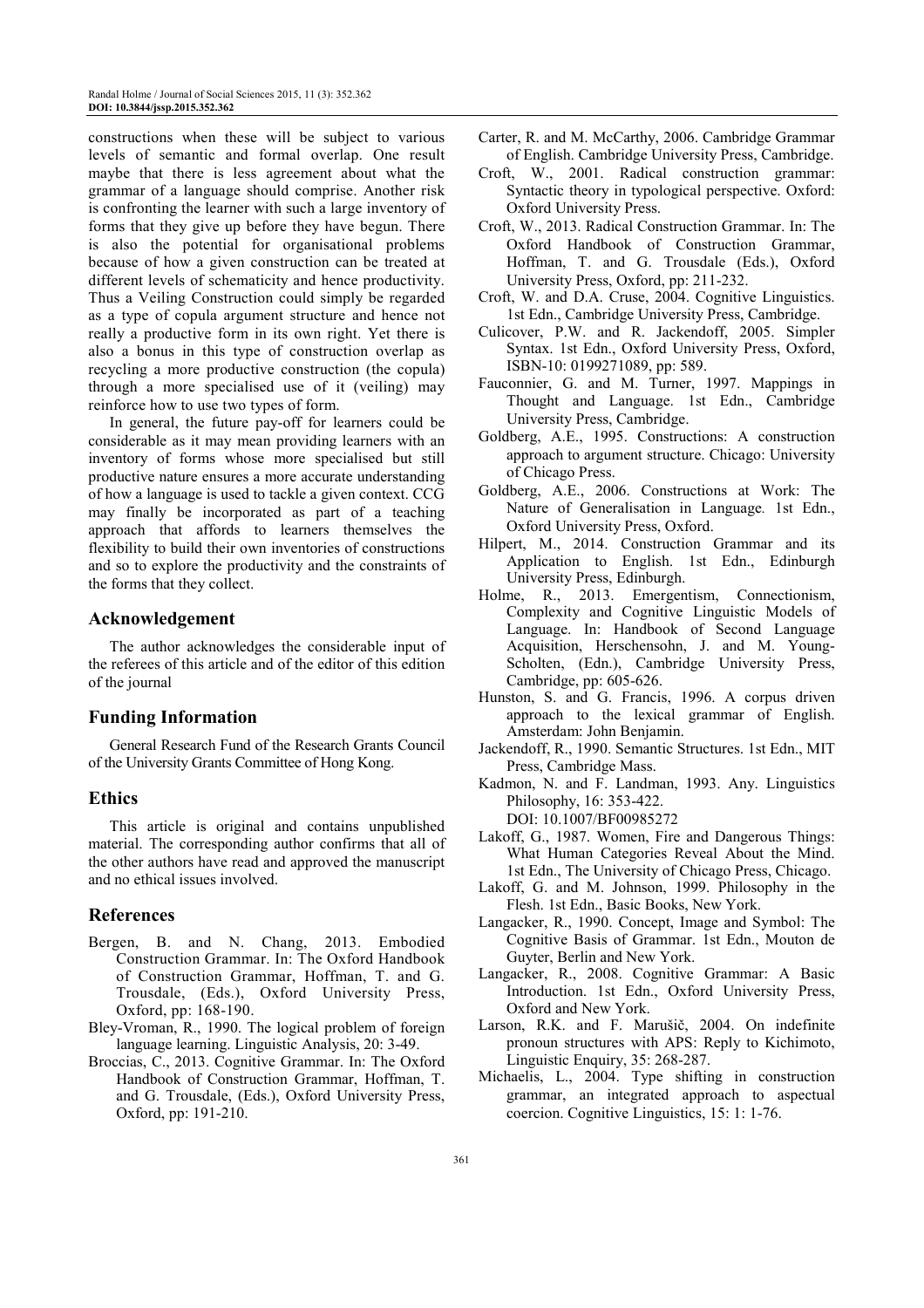constructions when these will be subject to various levels of semantic and formal overlap. One result maybe that there is less agreement about what the grammar of a language should comprise. Another risk is confronting the learner with such a large inventory of forms that they give up before they have begun. There is also the potential for organisational problems because of how a given construction can be treated at different levels of schematicity and hence productivity. Thus a Veiling Construction could simply be regarded as a type of copula argument structure and hence not really a productive form in its own right. Yet there is also a bonus in this type of construction overlap as recycling a more productive construction (the copula) through a more specialised use of it (veiling) may reinforce how to use two types of form.

In general, the future pay-off for learners could be considerable as it may mean providing learners with an inventory of forms whose more specialised but still productive nature ensures a more accurate understanding of how a language is used to tackle a given context. CCG may finally be incorporated as part of a teaching approach that affords to learners themselves the flexibility to build their own inventories of constructions and so to explore the productivity and the constraints of the forms that they collect.

## Acknowledgement

The author acknowledges the considerable input of the referees of this article and of the editor of this edition of the journal

## Funding Information

General Research Fund of the Research Grants Council of the University Grants Committee of Hong Kong.

## Ethics

This article is original and contains unpublished material. The corresponding author confirms that all of the other authors have read and approved the manuscript and no ethical issues involved.

## References

Bergen, B. and N. Chang, 2013. Embodied Construction Grammar. In: The Oxford Handbook of Construction Grammar, Hoffman, T. and G. Trousdale, (Eds.), Oxford University Press, Oxford, pp: 168-190.

Bley-Vroman, R., 1990. The logical problem of foreign language learning. Linguistic Analysis, 20: 3-49.

Broccias, C., 2013. Cognitive Grammar. In: The Oxford Handbook of Construction Grammar, Hoffman, T. and G. Trousdale, (Eds.), Oxford University Press, Oxford, pp: 191-210.

Carter, R. and M. McCarthy, 2006. Cambridge Grammar of English. Cambridge University Press, Cambridge.

Croft, W., 2001. Radical construction grammar: Syntactic theory in typological perspective. Oxford: Oxford University Press.

Croft, W., 2013. Radical Construction Grammar. In: The Oxford Handbook of Construction Grammar, Hoffman, T. and G. Trousdale (Eds.), Oxford University Press, Oxford, pp: 211-232.

Croft, W. and D.A. Cruse, 2004. Cognitive Linguistics. 1st Edn., Cambridge University Press, Cambridge.

Culicover, P.W. and R. Jackendoff, 2005. Simpler Syntax. 1st Edn., Oxford University Press, Oxford, ISBN-10: 0199271089, pp: 589.

Fauconnier, G. and M. Turner, 1997. Mappings in Thought and Language. 1st Edn., Cambridge University Press, Cambridge.

Goldberg, A.E., 1995. Constructions: A construction approach to argument structure. Chicago: University of Chicago Press.

Goldberg, A.E., 2006. Constructions at Work: The Nature of Generalisation in Language. 1st Edn., Oxford University Press, Oxford.

Hilpert, M., 2014. Construction Grammar and its Application to English. 1st Edn., Edinburgh University Press, Edinburgh.

Holme, R., 2013. Emergentism, Connectionism, Complexity and Cognitive Linguistic Models of Language. In: Handbook of Second Language Acquisition, Herschensohn, J. and M. Young-Scholten, (Edn.), Cambridge University Press, Cambridge, pp: 605-626.

Hunston, S. and G. Francis, 1996. A corpus driven approach to the lexical grammar of English. Amsterdam: John Benjamin.

Jackendoff, R., 1990. Semantic Structures. 1st Edn., MIT Press, Cambridge Mass.

Kadmon, N. and F. Landman, 1993. Any. Linguistics Philosophy, 16: 353-422. DOI: 10.1007/BF00985272

Lakoff, G., 1987. Women, Fire and Dangerous Things: What Human Categories Reveal About the Mind. 1st Edn., The University of Chicago Press, Chicago.

Lakoff, G. and M. Johnson, 1999. Philosophy in the Flesh. 1st Edn., Basic Books, New York.

Langacker, R., 1990. Concept, Image and Symbol: The Cognitive Basis of Grammar. 1st Edn., Mouton de Guyter, Berlin and New York.

Langacker, R., 2008. Cognitive Grammar: A Basic Introduction. 1st Edn., Oxford University Press, Oxford and New York.

Larson, R.K. and F. Marušič, 2004. On indefinite pronoun structures with APS: Reply to Kichimoto, Linguistic Enquiry, 35: 268-287.

Michaelis, L., 2004. Type shifting in construction grammar, an integrated approach to aspectual coercion. Cognitive Linguistics, 15: 1: 1-76.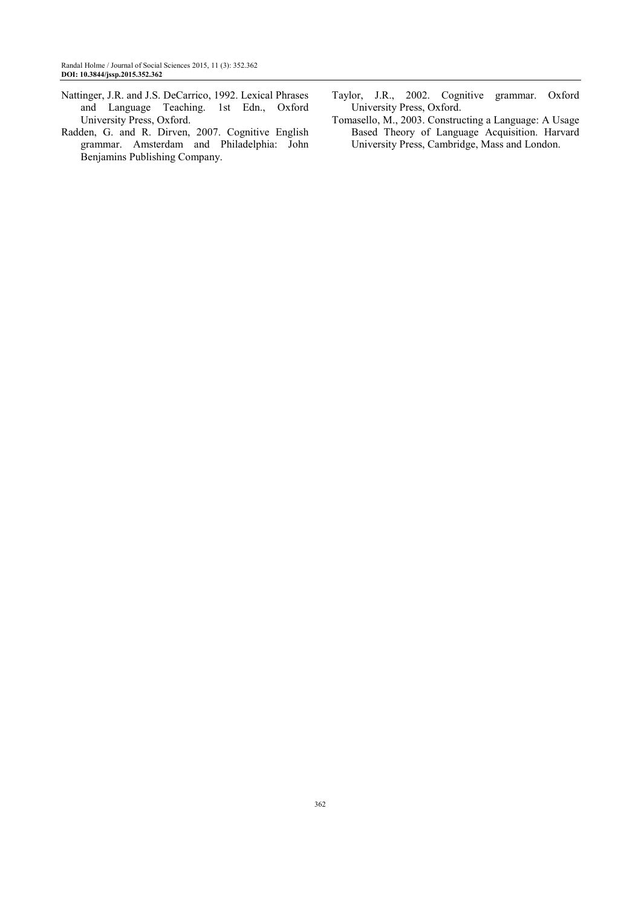Nattinger, J.R. and J.S. DeCarrico, 1992. Lexical Phrases and Language Teaching. 1st Edn., Oxford University Press, Oxford.

Radden, G. and R. Dirven, 2007. Cognitive English grammar. Amsterdam and Philadelphia: John Benjamins Publishing Company.

Taylor, J.R., 2002. Cognitive grammar. Oxford University Press, Oxford.

Tomasello, M., 2003. Constructing a Language: A Usage Based Theory of Language Acquisition. Harvard University Press, Cambridge, Mass and London.